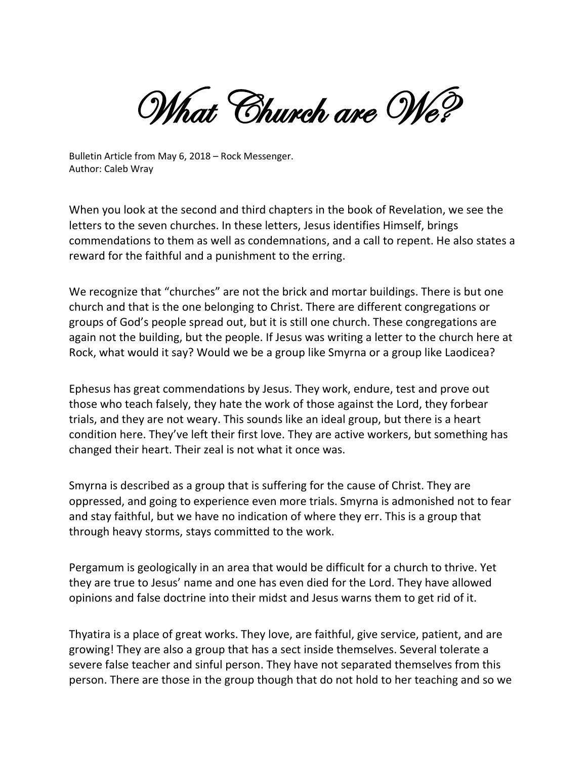# What Church are We?

Bulletin Article from May 6, 2018 – Rock Messenger.
Author: Caleb Wray

When you look at the second and third chapters in the book of Revelation, we see the letters to the seven churches. In these letters, Jesus identifies Himself, brings commendations to them as well as condemnations, and a call to repent. He also states a reward for the faithful and a punishment to the erring.

We recognize that "churches" are not the brick and mortar buildings. There is but one church and that is the one belonging to Christ. There are different congregations or groups of God's people spread out, but it is still one church. These congregations are again not the building, but the people. If Jesus was writing a letter to the church here at Rock, what would it say? Would we be a group like Smyrna or a group like Laodicea?

Ephesus has great commendations by Jesus. They work, endure, test and prove out those who teach falsely, they hate the work of those against the Lord, they forbear trials, and they are not weary. This sounds like an ideal group, but there is a heart condition here. They've left their first love. They are active workers, but something has changed their heart. Their zeal is not what it once was.

Smyrna is described as a group that is suffering for the cause of Christ. They are oppressed, and going to experience even more trials. Smyrna is admonished not to fear and stay faithful, but we have no indication of where they err. This is a group that through heavy storms, stays committed to the work.

Pergamum is geologically in an area that would be difficult for a church to thrive. Yet they are true to Jesus' name and one has even died for the Lord. They have allowed opinions and false doctrine into their midst and Jesus warns them to get rid of it.

Thyatira is a place of great works. They love, are faithful, give service, patient, and are growing! They are also a group that has a sect inside themselves. Several tolerate a severe false teacher and sinful person. They have not separated themselves from this person. There are those in the group though that do not hold to her teaching and so we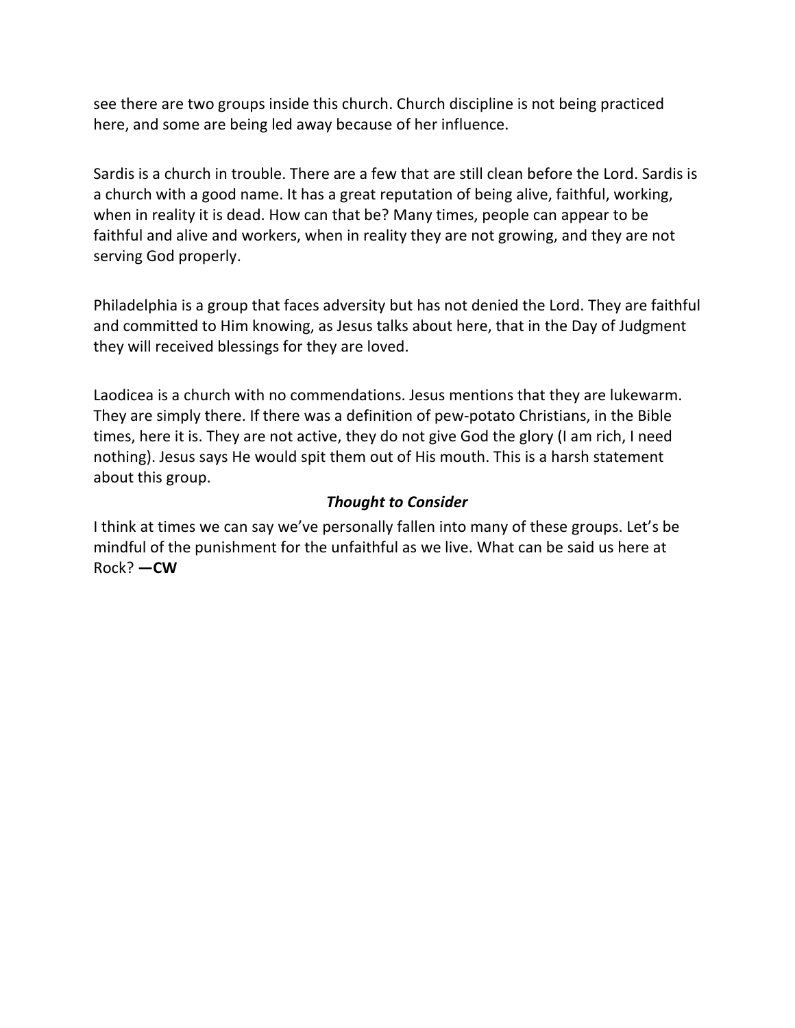see there are two groups inside this church. Church discipline is not being practiced here, and some are being led away because of her influence.

Sardis is a church in trouble. There are a few that are still clean before the Lord. Sardis is a church with a good name. It has a great reputation of being alive, faithful, working, when in reality it is dead. How can that be? Many times, people can appear to be faithful and alive and workers, when in reality they are not growing, and they are not serving God properly.

Philadelphia is a group that faces adversity but has not denied the Lord. They are faithful and committed to Him knowing, as Jesus talks about here, that in the Day of Judgment they will received blessings for they are loved.

Laodicea is a church with no commendations. Jesus mentions that they are lukewarm. They are simply there. If there was a definition of pew-potato Christians, in the Bible times, here it is. They are not active, they do not give God the glory (I am rich, I need nothing). Jesus says He would spit them out of His mouth. This is a harsh statement about this group.

***Thought to Consider***

I think at times we can say we've personally fallen into many of these groups. Let's be mindful of the punishment for the unfaithful as we live. What can be said us here at Rock? **—CW**